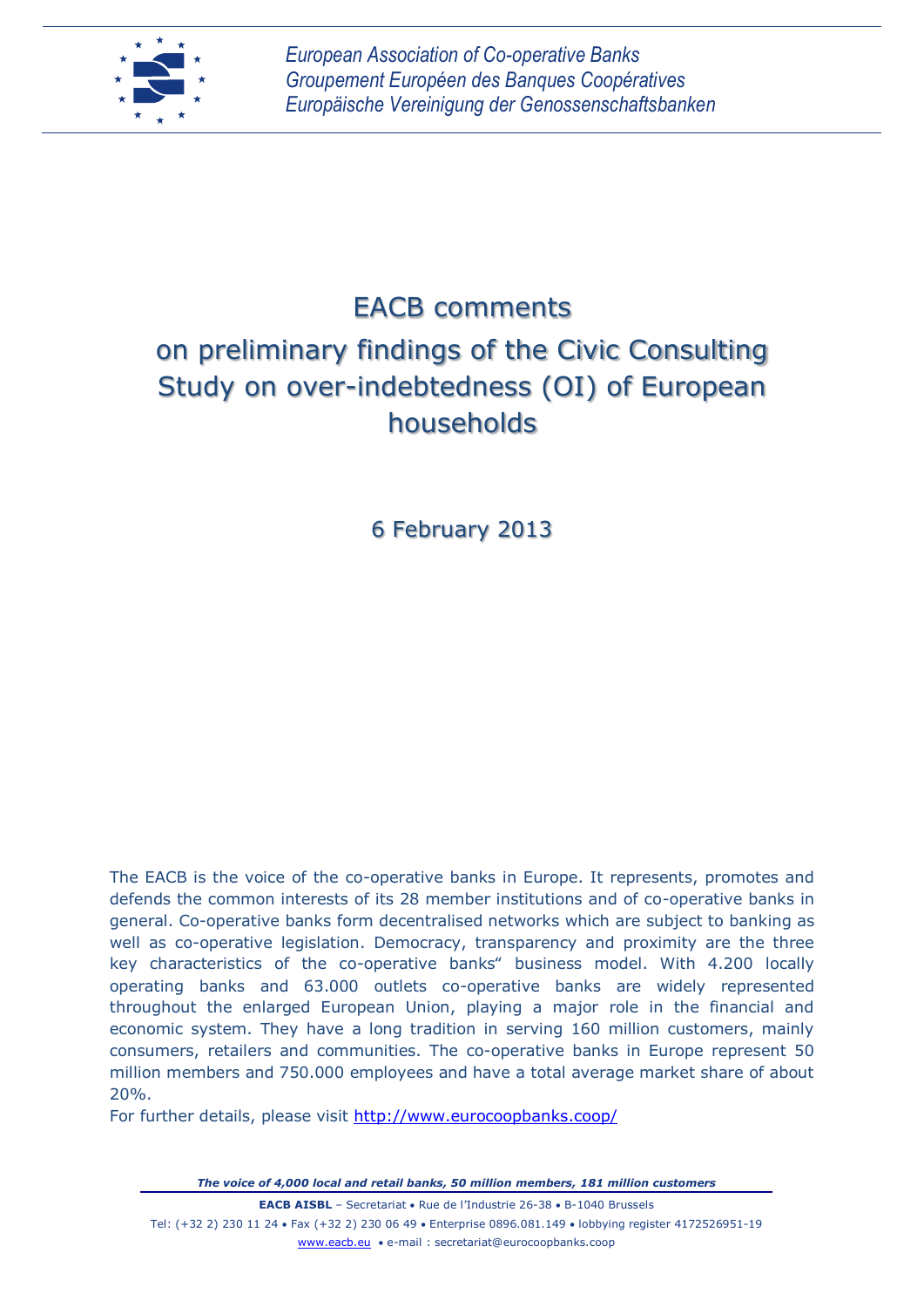*European Association of Co-operative Banks*
*Groupement Européen des Banques Coopératives*
*Europäische Vereinigung der Genossenschaftsbanken*

# EACB comments on preliminary findings of the Civic Consulting Study on over-indebtedness (OI) of European households

6 February 2013

The EACB is the voice of the co-operative banks in Europe. It represents, promotes and defends the common interests of its 28 member institutions and of co-operative banks in general. Co-operative banks form decentralised networks which are subject to banking as well as co-operative legislation. Democracy, transparency and proximity are the three key characteristics of the co-operative banks" business model. With 4.200 locally operating banks and 63.000 outlets co-operative banks are widely represented throughout the enlarged European Union, playing a major role in the financial and economic system. They have a long tradition in serving 160 million customers, mainly consumers, retailers and communities. The co-operative banks in Europe represent 50 million members and 750.000 employees and have a total average market share of about 20%.
For further details, please visit http://www.eurocoopbanks.coop/

***The voice of 4,000 local and retail banks, 50 million members, 181 million customers***

**EACB AISBL** – Secretariat • Rue de l'Industrie 26-38 • B-1040 Brussels
Tel: (+32 2) 230 11 24 • Fax (+32 2) 230 06 49 • Enterprise 0896.081.149 • lobbying register 4172526951-19
www.eacb.eu • e-mail : secretariat@eurocoopbanks.coop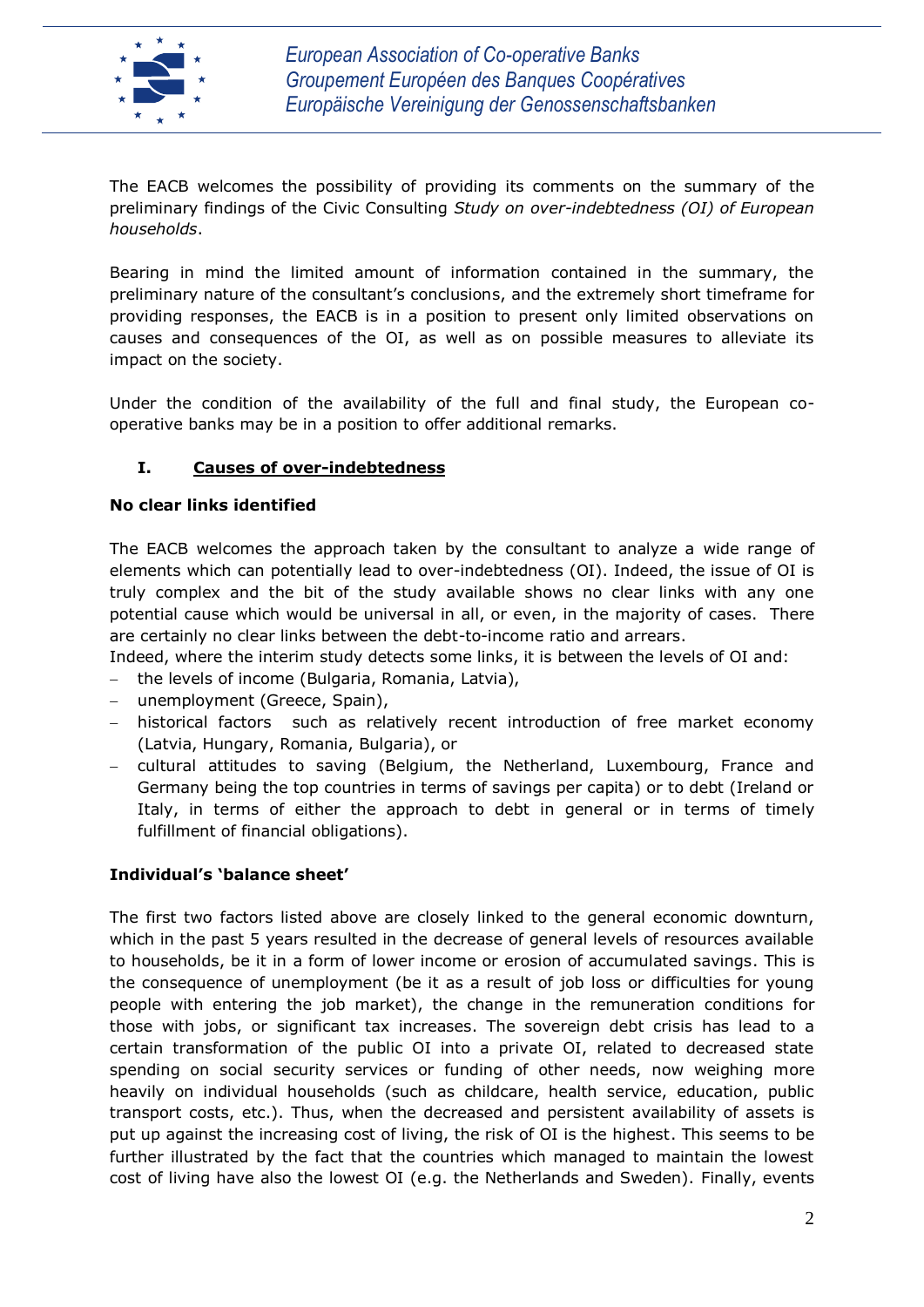The EACB welcomes the possibility of providing its comments on the summary of the preliminary findings of the Civic Consulting *Study on over-indebtedness (OI) of European households*.

Bearing in mind the limited amount of information contained in the summary, the preliminary nature of the consultant's conclusions, and the extremely short timeframe for providing responses, the EACB is in a position to present only limited observations on causes and consequences of the OI, as well as on possible measures to alleviate its impact on the society.

Under the condition of the availability of the full and final study, the European co-operative banks may be in a position to offer additional remarks.

## I. Causes of over-indebtedness

**No clear links identified**

The EACB welcomes the approach taken by the consultant to analyze a wide range of elements which can potentially lead to over-indebtedness (OI). Indeed, the issue of OI is truly complex and the bit of the study available shows no clear links with any one potential cause which would be universal in all, or even, in the majority of cases. There are certainly no clear links between the debt-to-income ratio and arrears.

Indeed, where the interim study detects some links, it is between the levels of OI and:

- the levels of income (Bulgaria, Romania, Latvia),
- unemployment (Greece, Spain),
- historical factors such as relatively recent introduction of free market economy (Latvia, Hungary, Romania, Bulgaria), or
- cultural attitudes to saving (Belgium, the Netherland, Luxembourg, France and Germany being the top countries in terms of savings per capita) or to debt (Ireland or Italy, in terms of either the approach to debt in general or in terms of timely fulfillment of financial obligations).

**Individual's 'balance sheet'**

The first two factors listed above are closely linked to the general economic downturn, which in the past 5 years resulted in the decrease of general levels of resources available to households, be it in a form of lower income or erosion of accumulated savings. This is the consequence of unemployment (be it as a result of job loss or difficulties for young people with entering the job market), the change in the remuneration conditions for those with jobs, or significant tax increases. The sovereign debt crisis has lead to a certain transformation of the public OI into a private OI, related to decreased state spending on social security services or funding of other needs, now weighing more heavily on individual households (such as childcare, health service, education, public transport costs, etc.). Thus, when the decreased and persistent availability of assets is put up against the increasing cost of living, the risk of OI is the highest. This seems to be further illustrated by the fact that the countries which managed to maintain the lowest cost of living have also the lowest OI (e.g. the Netherlands and Sweden). Finally, events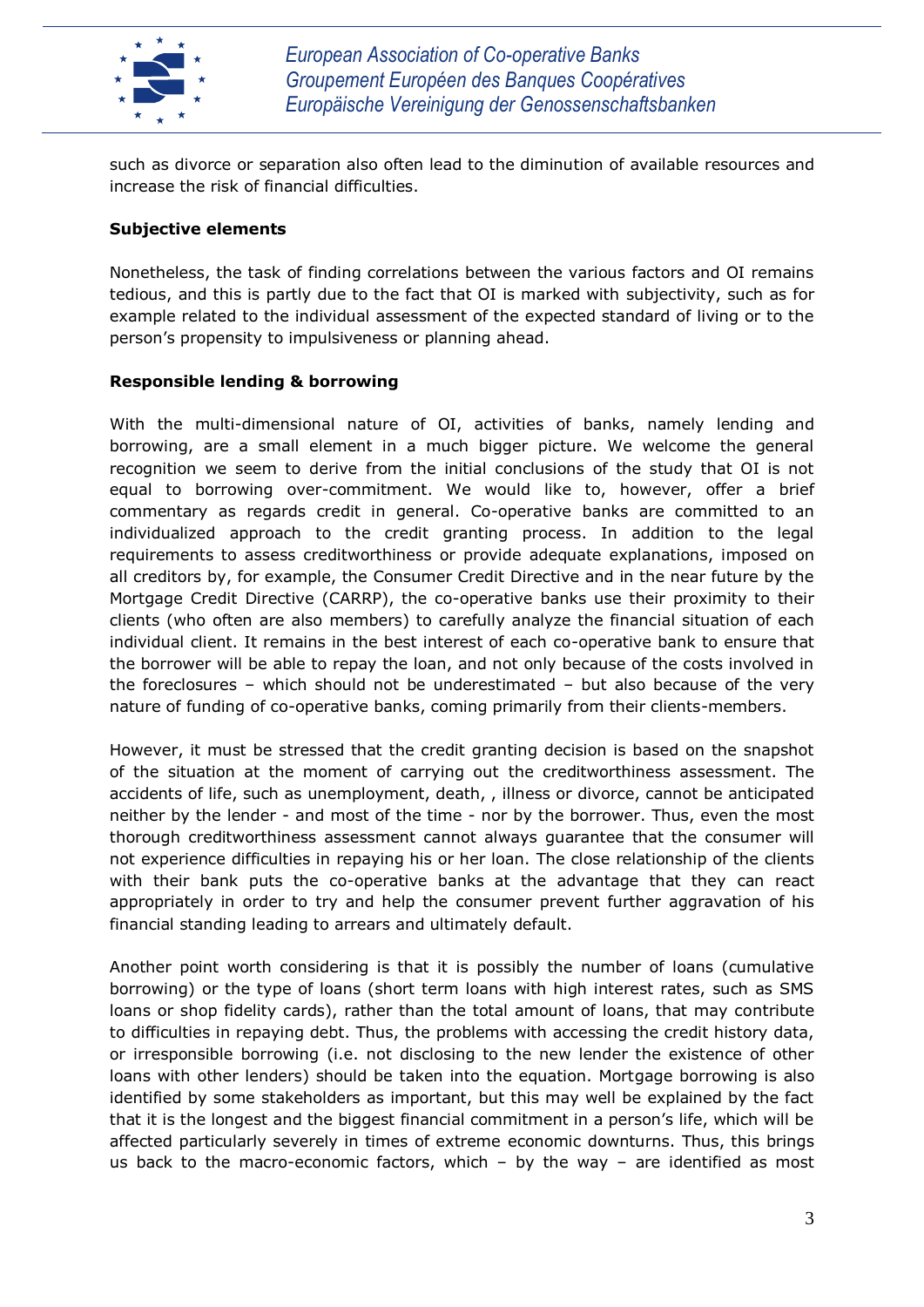such as divorce or separation also often lead to the diminution of available resources and increase the risk of financial difficulties.

**Subjective elements**

Nonetheless, the task of finding correlations between the various factors and OI remains tedious, and this is partly due to the fact that OI is marked with subjectivity, such as for example related to the individual assessment of the expected standard of living or to the person's propensity to impulsiveness or planning ahead.

**Responsible lending & borrowing**

With the multi-dimensional nature of OI, activities of banks, namely lending and borrowing, are a small element in a much bigger picture. We welcome the general recognition we seem to derive from the initial conclusions of the study that OI is not equal to borrowing over-commitment. We would like to, however, offer a brief commentary as regards credit in general. Co-operative banks are committed to an individualized approach to the credit granting process. In addition to the legal requirements to assess creditworthiness or provide adequate explanations, imposed on all creditors by, for example, the Consumer Credit Directive and in the near future by the Mortgage Credit Directive (CARRP), the co-operative banks use their proximity to their clients (who often are also members) to carefully analyze the financial situation of each individual client. It remains in the best interest of each co-operative bank to ensure that the borrower will be able to repay the loan, and not only because of the costs involved in the foreclosures – which should not be underestimated – but also because of the very nature of funding of co-operative banks, coming primarily from their clients-members.

However, it must be stressed that the credit granting decision is based on the snapshot of the situation at the moment of carrying out the creditworthiness assessment. The accidents of life, such as unemployment, death, , illness or divorce, cannot be anticipated neither by the lender - and most of the time - nor by the borrower. Thus, even the most thorough creditworthiness assessment cannot always guarantee that the consumer will not experience difficulties in repaying his or her loan. The close relationship of the clients with their bank puts the co-operative banks at the advantage that they can react appropriately in order to try and help the consumer prevent further aggravation of his financial standing leading to arrears and ultimately default.

Another point worth considering is that it is possibly the number of loans (cumulative borrowing) or the type of loans (short term loans with high interest rates, such as SMS loans or shop fidelity cards), rather than the total amount of loans, that may contribute to difficulties in repaying debt. Thus, the problems with accessing the credit history data, or irresponsible borrowing (i.e. not disclosing to the new lender the existence of other loans with other lenders) should be taken into the equation. Mortgage borrowing is also identified by some stakeholders as important, but this may well be explained by the fact that it is the longest and the biggest financial commitment in a person's life, which will be affected particularly severely in times of extreme economic downturns. Thus, this brings us back to the macro-economic factors, which – by the way – are identified as most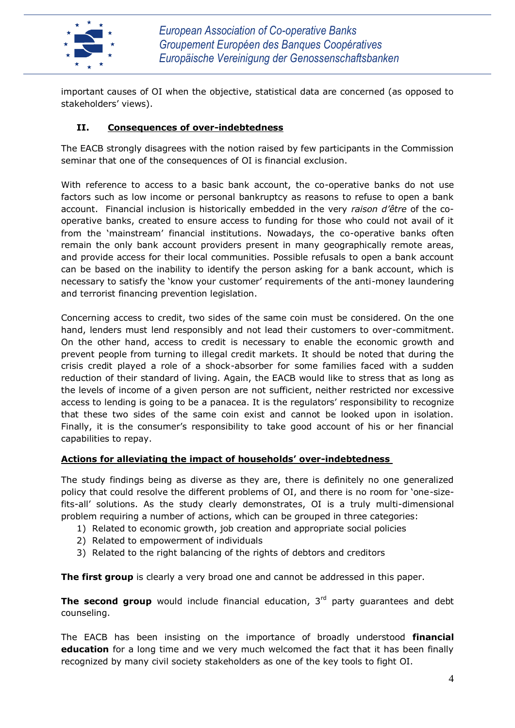important causes of OI when the objective, statistical data are concerned (as opposed to stakeholders' views).

## II. Consequences of over-indebtedness

The EACB strongly disagrees with the notion raised by few participants in the Commission seminar that one of the consequences of OI is financial exclusion.

With reference to access to a basic bank account, the co-operative banks do not use factors such as low income or personal bankruptcy as reasons to refuse to open a bank account. Financial inclusion is historically embedded in the very *raison d'être* of the co-operative banks, created to ensure access to funding for those who could not avail of it from the 'mainstream' financial institutions. Nowadays, the co-operative banks often remain the only bank account providers present in many geographically remote areas, and provide access for their local communities. Possible refusals to open a bank account can be based on the inability to identify the person asking for a bank account, which is necessary to satisfy the 'know your customer' requirements of the anti-money laundering and terrorist financing prevention legislation.

Concerning access to credit, two sides of the same coin must be considered. On the one hand, lenders must lend responsibly and not lead their customers to over-commitment. On the other hand, access to credit is necessary to enable the economic growth and prevent people from turning to illegal credit markets. It should be noted that during the crisis credit played a role of a shock-absorber for some families faced with a sudden reduction of their standard of living. Again, the EACB would like to stress that as long as the levels of income of a given person are not sufficient, neither restricted nor excessive access to lending is going to be a panacea. It is the regulators' responsibility to recognize that these two sides of the same coin exist and cannot be looked upon in isolation. Finally, it is the consumer's responsibility to take good account of his or her financial capabilities to repay.

### Actions for alleviating the impact of households' over-indebtedness

The study findings being as diverse as they are, there is definitely no one generalized policy that could resolve the different problems of OI, and there is no room for 'one-size-fits-all' solutions. As the study clearly demonstrates, OI is a truly multi-dimensional problem requiring a number of actions, which can be grouped in three categories:

1) Related to economic growth, job creation and appropriate social policies
2) Related to empowerment of individuals
3) Related to the right balancing of the rights of debtors and creditors

**The first group** is clearly a very broad one and cannot be addressed in this paper.

**The second group** would include financial education, 3rd party guarantees and debt counseling.

The EACB has been insisting on the importance of broadly understood **financial education** for a long time and we very much welcomed the fact that it has been finally recognized by many civil society stakeholders as one of the key tools to fight OI.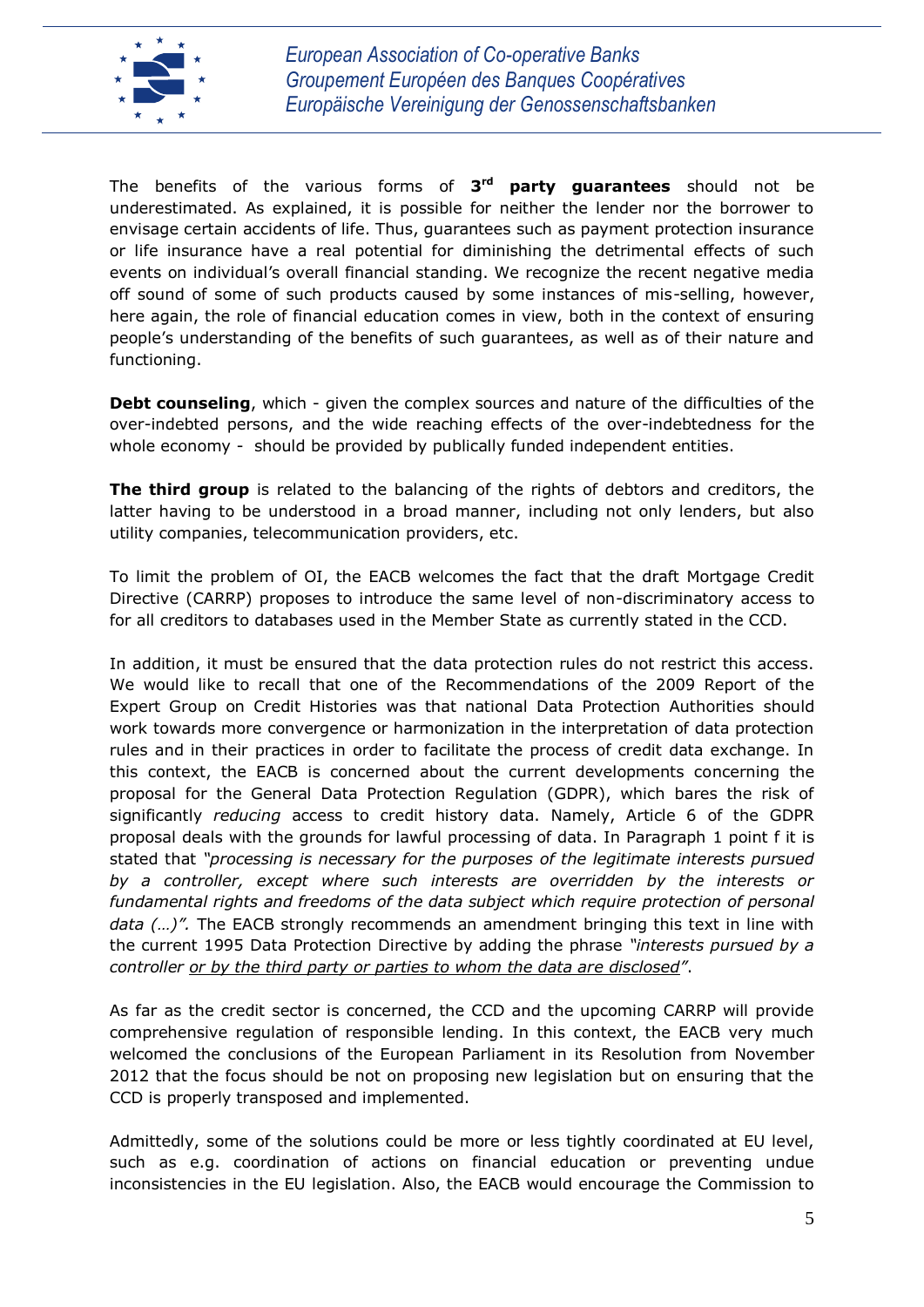The benefits of the various forms of **3rd party guarantees** should not be underestimated. As explained, it is possible for neither the lender nor the borrower to envisage certain accidents of life. Thus, guarantees such as payment protection insurance or life insurance have a real potential for diminishing the detrimental effects of such events on individual's overall financial standing. We recognize the recent negative media off sound of some of such products caused by some instances of mis-selling, however, here again, the role of financial education comes in view, both in the context of ensuring people's understanding of the benefits of such guarantees, as well as of their nature and functioning.

**Debt counseling**, which - given the complex sources and nature of the difficulties of the over-indebted persons, and the wide reaching effects of the over-indebtedness for the whole economy - should be provided by publically funded independent entities.

**The third group** is related to the balancing of the rights of debtors and creditors, the latter having to be understood in a broad manner, including not only lenders, but also utility companies, telecommunication providers, etc.

To limit the problem of OI, the EACB welcomes the fact that the draft Mortgage Credit Directive (CARRP) proposes to introduce the same level of non-discriminatory access to for all creditors to databases used in the Member State as currently stated in the CCD.

In addition, it must be ensured that the data protection rules do not restrict this access. We would like to recall that one of the Recommendations of the 2009 Report of the Expert Group on Credit Histories was that national Data Protection Authorities should work towards more convergence or harmonization in the interpretation of data protection rules and in their practices in order to facilitate the process of credit data exchange. In this context, the EACB is concerned about the current developments concerning the proposal for the General Data Protection Regulation (GDPR), which bares the risk of significantly *reducing* access to credit history data. Namely, Article 6 of the GDPR proposal deals with the grounds for lawful processing of data. In Paragraph 1 point f it is stated that *"processing is necessary for the purposes of the legitimate interests pursued by a controller, except where such interests are overridden by the interests or fundamental rights and freedoms of the data subject which require protection of personal data (…)".* The EACB strongly recommends an amendment bringing this text in line with the current 1995 Data Protection Directive by adding the phrase *"interests pursued by a controller <u>or by the third party or parties to whom the data are disclosed</u>"*.

As far as the credit sector is concerned, the CCD and the upcoming CARRP will provide comprehensive regulation of responsible lending. In this context, the EACB very much welcomed the conclusions of the European Parliament in its Resolution from November 2012 that the focus should be not on proposing new legislation but on ensuring that the CCD is properly transposed and implemented.

Admittedly, some of the solutions could be more or less tightly coordinated at EU level, such as e.g. coordination of actions on financial education or preventing undue inconsistencies in the EU legislation. Also, the EACB would encourage the Commission to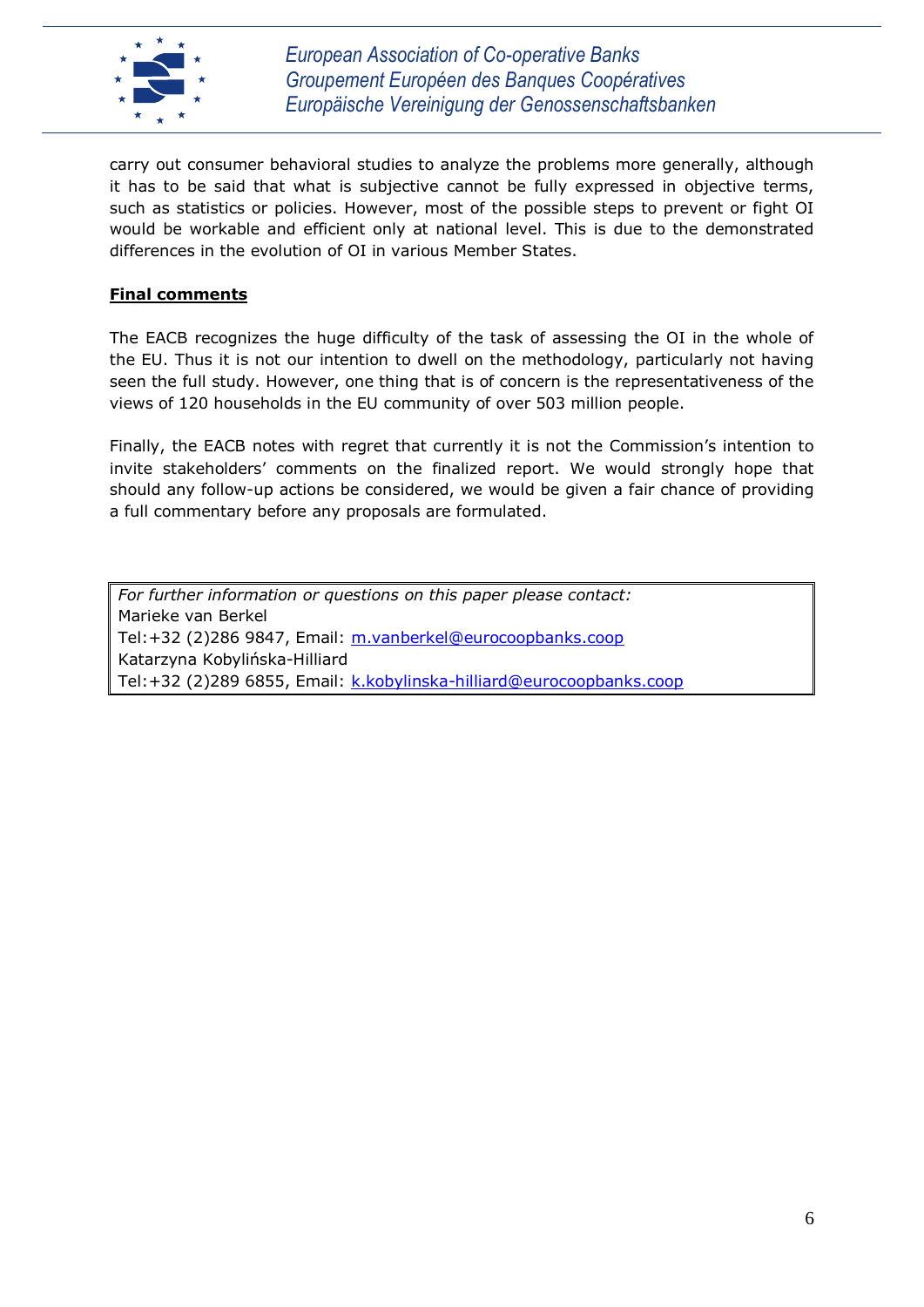carry out consumer behavioral studies to analyze the problems more generally, although it has to be said that what is subjective cannot be fully expressed in objective terms, such as statistics or policies. However, most of the possible steps to prevent or fight OI would be workable and efficient only at national level. This is due to the demonstrated differences in the evolution of OI in various Member States.

**Final comments**

The EACB recognizes the huge difficulty of the task of assessing the OI in the whole of the EU. Thus it is not our intention to dwell on the methodology, particularly not having seen the full study. However, one thing that is of concern is the representativeness of the views of 120 households in the EU community of over 503 million people.

Finally, the EACB notes with regret that currently it is not the Commission's intention to invite stakeholders' comments on the finalized report. We would strongly hope that should any follow-up actions be considered, we would be given a fair chance of providing a full commentary before any proposals are formulated.

*For further information or questions on this paper please contact:*
Marieke van Berkel
Tel:+32 (2)286 9847, Email: m.vanberkel@eurocoopbanks.coop
Katarzyna Kobylińska-Hilliard
Tel:+32 (2)289 6855, Email: k.kobylinska-hilliard@eurocoopbanks.coop